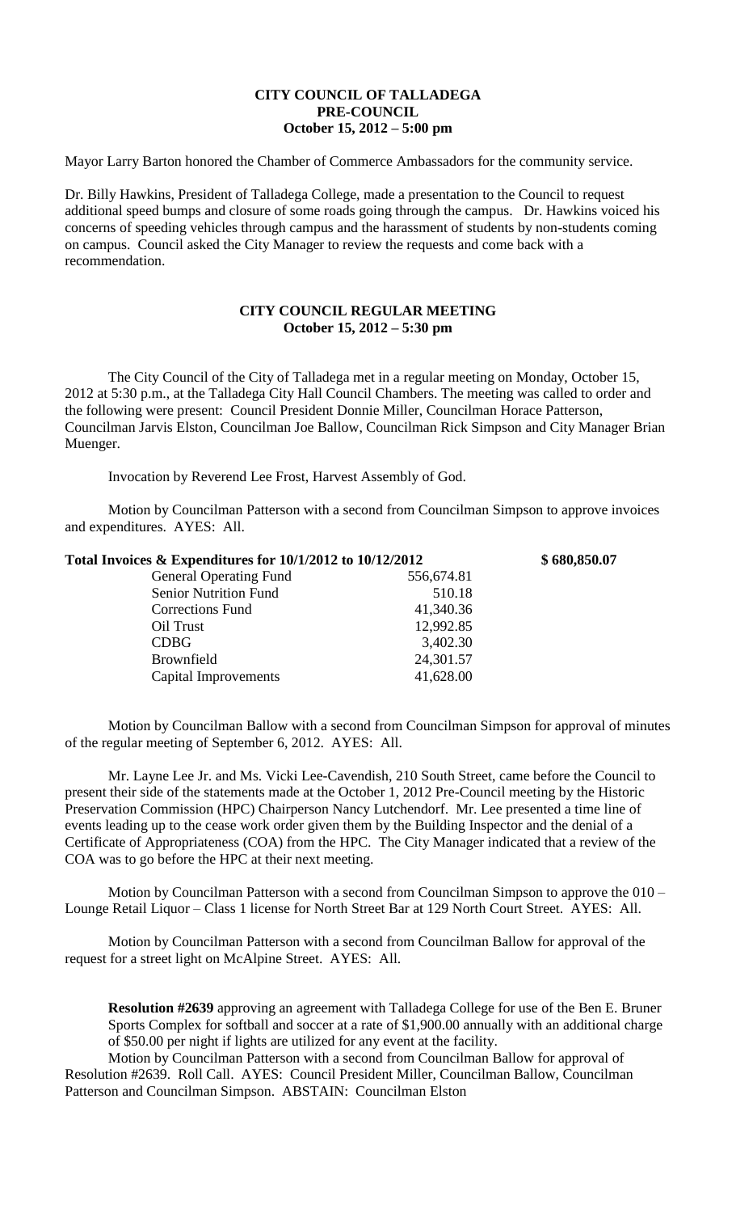**CITY COUNCIL OF TALLADEGA**
**PRE-COUNCIL**
**October 15, 2012 – 5:00 pm**

Mayor Larry Barton honored the Chamber of Commerce Ambassadors for the community service.

Dr. Billy Hawkins, President of Talladega College, made a presentation to the Council to request additional speed bumps and closure of some roads going through the campus. Dr. Hawkins voiced his concerns of speeding vehicles through campus and the harassment of students by non-students coming on campus. Council asked the City Manager to review the requests and come back with a recommendation.

**CITY COUNCIL REGULAR MEETING**
**October 15, 2012 – 5:30 pm**

The City Council of the City of Talladega met in a regular meeting on Monday, October 15, 2012 at 5:30 p.m., at the Talladega City Hall Council Chambers. The meeting was called to order and the following were present: Council President Donnie Miller, Councilman Horace Patterson, Councilman Jarvis Elston, Councilman Joe Ballow, Councilman Rick Simpson and City Manager Brian Muenger.

Invocation by Reverend Lee Frost, Harvest Assembly of God.

Motion by Councilman Patterson with a second from Councilman Simpson to approve invoices and expenditures. AYES: All.

| **Total Invoices & Expenditures for 10/1/2012 to 10/12/2012** | | **$ 680,850.07** |
|---|---|---|
| General Operating Fund | 556,674.81 | |
| Senior Nutrition Fund | 510.18 | |
| Corrections Fund | 41,340.36 | |
| Oil Trust | 12,992.85 | |
| CDBG | 3,402.30 | |
| Brownfield | 24,301.57 | |
| Capital Improvements | 41,628.00 | |

Motion by Councilman Ballow with a second from Councilman Simpson for approval of minutes of the regular meeting of September 6, 2012. AYES: All.

Mr. Layne Lee Jr. and Ms. Vicki Lee-Cavendish, 210 South Street, came before the Council to present their side of the statements made at the October 1, 2012 Pre-Council meeting by the Historic Preservation Commission (HPC) Chairperson Nancy Lutchendorf. Mr. Lee presented a time line of events leading up to the cease work order given them by the Building Inspector and the denial of a Certificate of Appropriateness (COA) from the HPC. The City Manager indicated that a review of the COA was to go before the HPC at their next meeting.

Motion by Councilman Patterson with a second from Councilman Simpson to approve the 010 – Lounge Retail Liquor – Class 1 license for North Street Bar at 129 North Court Street. AYES: All.

Motion by Councilman Patterson with a second from Councilman Ballow for approval of the request for a street light on McAlpine Street. AYES: All.

**Resolution #2639** approving an agreement with Talladega College for use of the Ben E. Bruner Sports Complex for softball and soccer at a rate of $1,900.00 annually with an additional charge of $50.00 per night if lights are utilized for any event at the facility.

Motion by Councilman Patterson with a second from Councilman Ballow for approval of Resolution #2639. Roll Call. AYES: Council President Miller, Councilman Ballow, Councilman Patterson and Councilman Simpson. ABSTAIN: Councilman Elston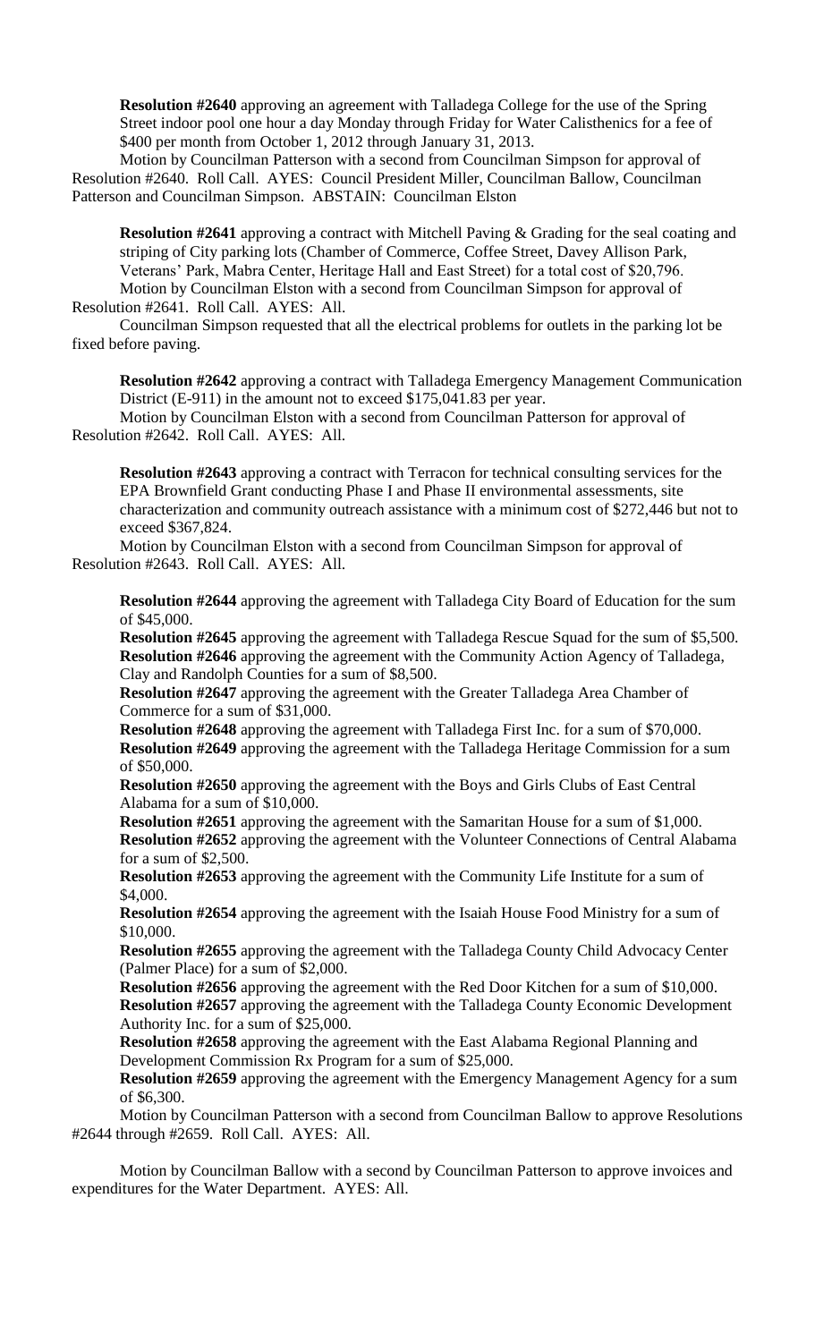**Resolution #2640** approving an agreement with Talladega College for the use of the Spring Street indoor pool one hour a day Monday through Friday for Water Calisthenics for a fee of $400 per month from October 1, 2012 through January 31, 2013.

Motion by Councilman Patterson with a second from Councilman Simpson for approval of Resolution #2640. Roll Call. AYES: Council President Miller, Councilman Ballow, Councilman Patterson and Councilman Simpson. ABSTAIN: Councilman Elston

**Resolution #2641** approving a contract with Mitchell Paving & Grading for the seal coating and striping of City parking lots (Chamber of Commerce, Coffee Street, Davey Allison Park, Veterans' Park, Mabra Center, Heritage Hall and East Street) for a total cost of $20,796.

Motion by Councilman Elston with a second from Councilman Simpson for approval of Resolution #2641. Roll Call. AYES: All.

Councilman Simpson requested that all the electrical problems for outlets in the parking lot be fixed before paving.

**Resolution #2642** approving a contract with Talladega Emergency Management Communication District (E-911) in the amount not to exceed $175,041.83 per year.

Motion by Councilman Elston with a second from Councilman Patterson for approval of Resolution #2642. Roll Call. AYES: All.

**Resolution #2643** approving a contract with Terracon for technical consulting services for the EPA Brownfield Grant conducting Phase I and Phase II environmental assessments, site characterization and community outreach assistance with a minimum cost of $272,446 but not to exceed $367,824.

Motion by Councilman Elston with a second from Councilman Simpson for approval of Resolution #2643. Roll Call. AYES: All.

**Resolution #2644** approving the agreement with Talladega City Board of Education for the sum of $45,000.

**Resolution #2645** approving the agreement with Talladega Rescue Squad for the sum of $5,500.

**Resolution #2646** approving the agreement with the Community Action Agency of Talladega, Clay and Randolph Counties for a sum of $8,500.

**Resolution #2647** approving the agreement with the Greater Talladega Area Chamber of Commerce for a sum of $31,000.

**Resolution #2648** approving the agreement with Talladega First Inc. for a sum of $70,000.

**Resolution #2649** approving the agreement with the Talladega Heritage Commission for a sum of $50,000.

**Resolution #2650** approving the agreement with the Boys and Girls Clubs of East Central Alabama for a sum of $10,000.

**Resolution #2651** approving the agreement with the Samaritan House for a sum of $1,000.

**Resolution #2652** approving the agreement with the Volunteer Connections of Central Alabama for a sum of $2,500.

**Resolution #2653** approving the agreement with the Community Life Institute for a sum of $4,000.

**Resolution #2654** approving the agreement with the Isaiah House Food Ministry for a sum of $10,000.

**Resolution #2655** approving the agreement with the Talladega County Child Advocacy Center (Palmer Place) for a sum of $2,000.

**Resolution #2656** approving the agreement with the Red Door Kitchen for a sum of $10,000.

**Resolution #2657** approving the agreement with the Talladega County Economic Development Authority Inc. for a sum of $25,000.

**Resolution #2658** approving the agreement with the East Alabama Regional Planning and Development Commission Rx Program for a sum of $25,000.

**Resolution #2659** approving the agreement with the Emergency Management Agency for a sum of $6,300.

Motion by Councilman Patterson with a second from Councilman Ballow to approve Resolutions #2644 through #2659. Roll Call. AYES: All.

Motion by Councilman Ballow with a second by Councilman Patterson to approve invoices and expenditures for the Water Department. AYES: All.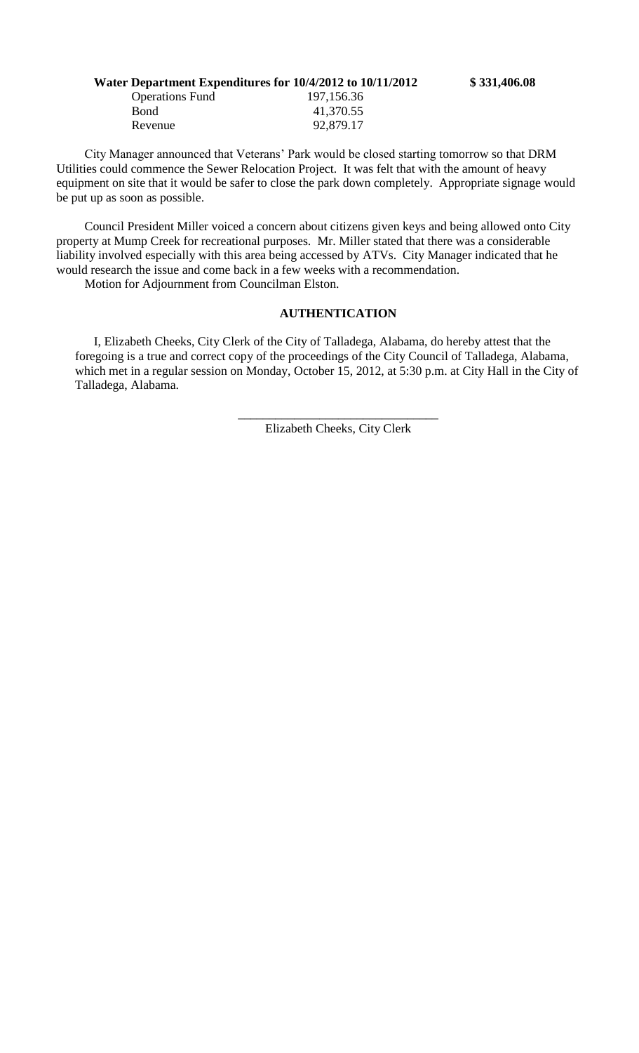| **Water Department Expenditures for 10/4/2012 to 10/11/2012** | | **$ 331,406.08** |
| --- | --- | --- |
| Operations Fund | 197,156.36 | |
| Bond | 41,370.55 | |
| Revenue | 92,879.17 | |

City Manager announced that Veterans' Park would be closed starting tomorrow so that DRM Utilities could commence the Sewer Relocation Project. It was felt that with the amount of heavy equipment on site that it would be safer to close the park down completely. Appropriate signage would be put up as soon as possible.

Council President Miller voiced a concern about citizens given keys and being allowed onto City property at Mump Creek for recreational purposes. Mr. Miller stated that there was a considerable liability involved especially with this area being accessed by ATVs. City Manager indicated that he would research the issue and come back in a few weeks with a recommendation.

Motion for Adjournment from Councilman Elston.

## AUTHENTICATION

I, Elizabeth Cheeks, City Clerk of the City of Talladega, Alabama, do hereby attest that the foregoing is a true and correct copy of the proceedings of the City Council of Talladega, Alabama, which met in a regular session on Monday, October 15, 2012, at 5:30 p.m. at City Hall in the City of Talladega, Alabama.

\_\_\_\_\_\_\_\_\_\_\_\_\_\_\_\_\_\_\_\_\_\_\_\_\_\_\_\_\_\_\_\_

Elizabeth Cheeks, City Clerk